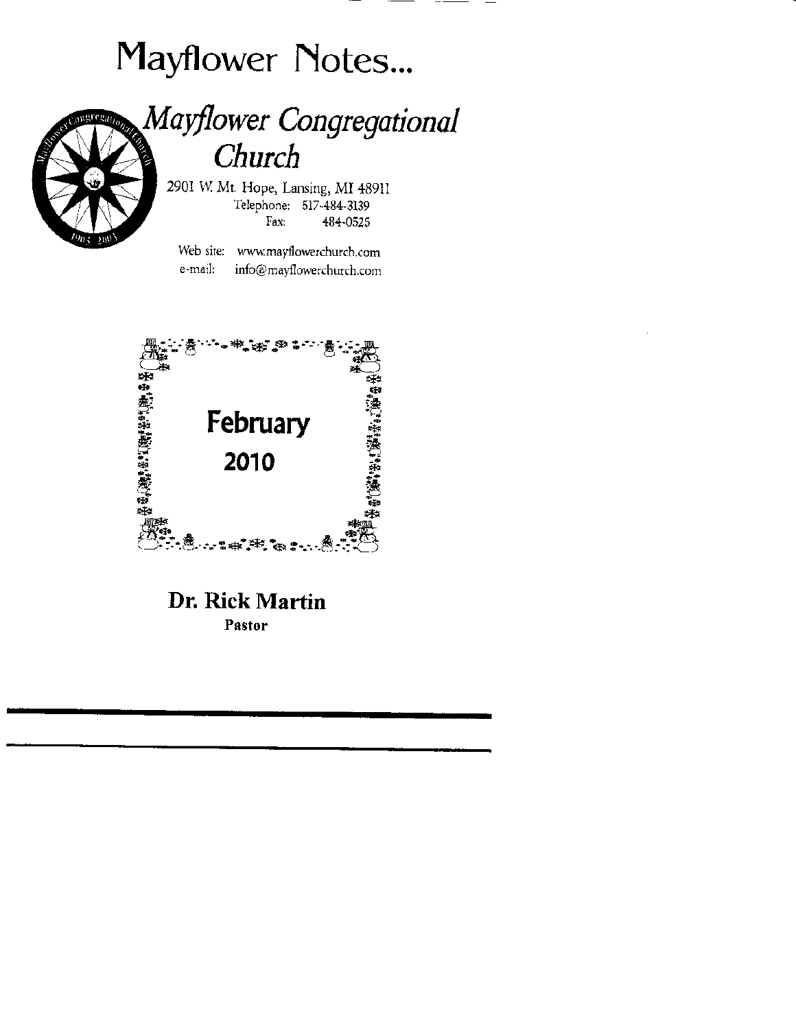# Mayflower Notes...

## *Mayflower Congregational Church*

2901 W. Mt. Hope, Lansing, MI 48911
Telephone: 517-484-3139
Fax: 484-0525

Web site: www.mayflowerchurch.com
e-mail: info@mayflowerchurch.com

**February**
**2010**

**Dr. Rick Martin**
**Pastor**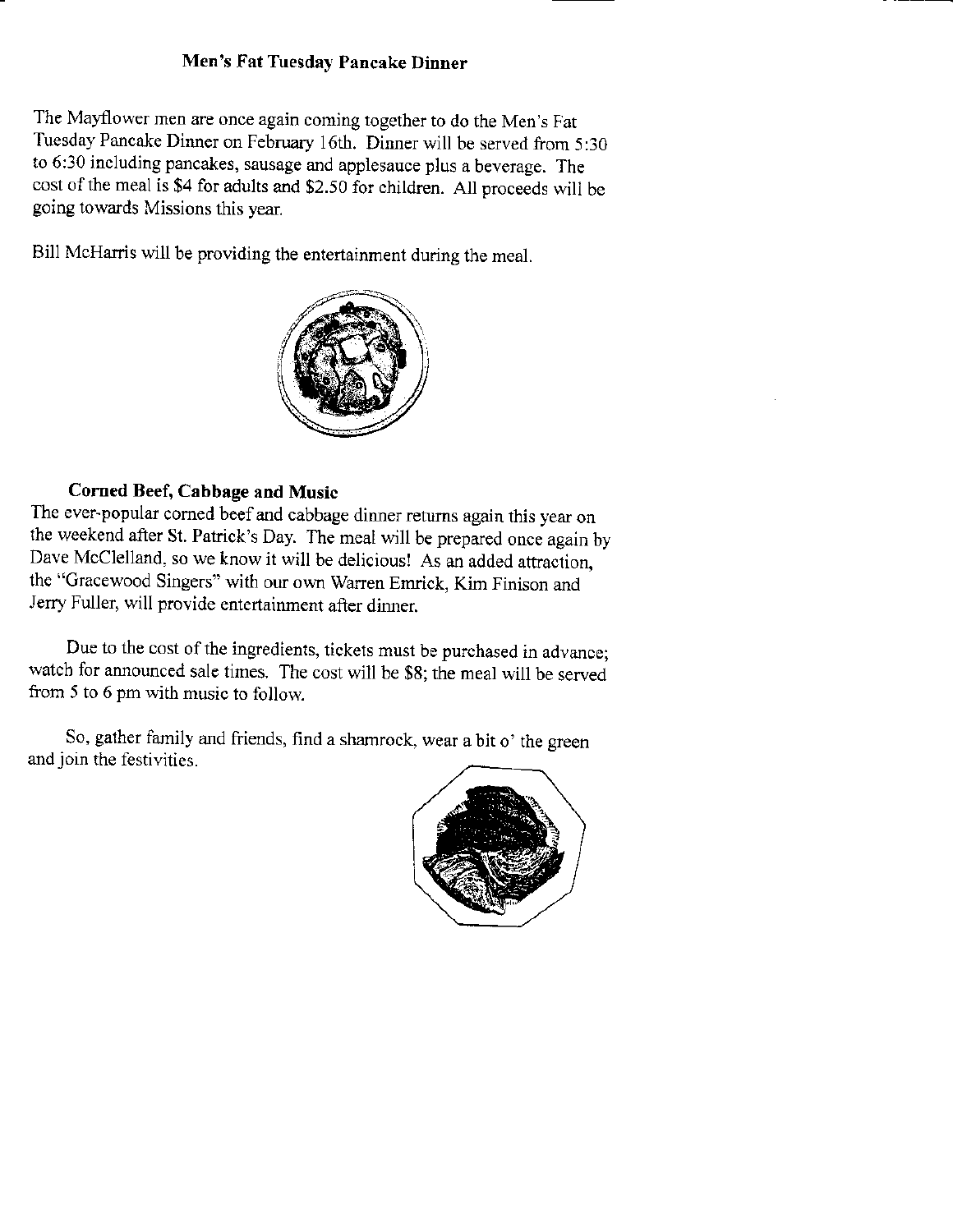## Men's Fat Tuesday Pancake Dinner

The Mayflower men are once again coming together to do the Men's Fat Tuesday Pancake Dinner on February 16th. Dinner will be served from 5:30 to 6:30 including pancakes, sausage and applesauce plus a beverage. The cost of the meal is $4 for adults and $2.50 for children. All proceeds will be going towards Missions this year.

Bill McHarris will be providing the entertainment during the meal.

## Corned Beef, Cabbage and Music

The ever-popular corned beef and cabbage dinner returns again this year on the weekend after St. Patrick's Day. The meal will be prepared once again by Dave McClelland, so we know it will be delicious! As an added attraction, the "Gracewood Singers" with our own Warren Emrick, Kim Finison and Jerry Fuller, will provide entertainment after dinner.

Due to the cost of the ingredients, tickets must be purchased in advance; watch for announced sale times. The cost will be $8; the meal will be served from 5 to 6 pm with music to follow.

So, gather family and friends, find a shamrock, wear a bit o' the green and join the festivities.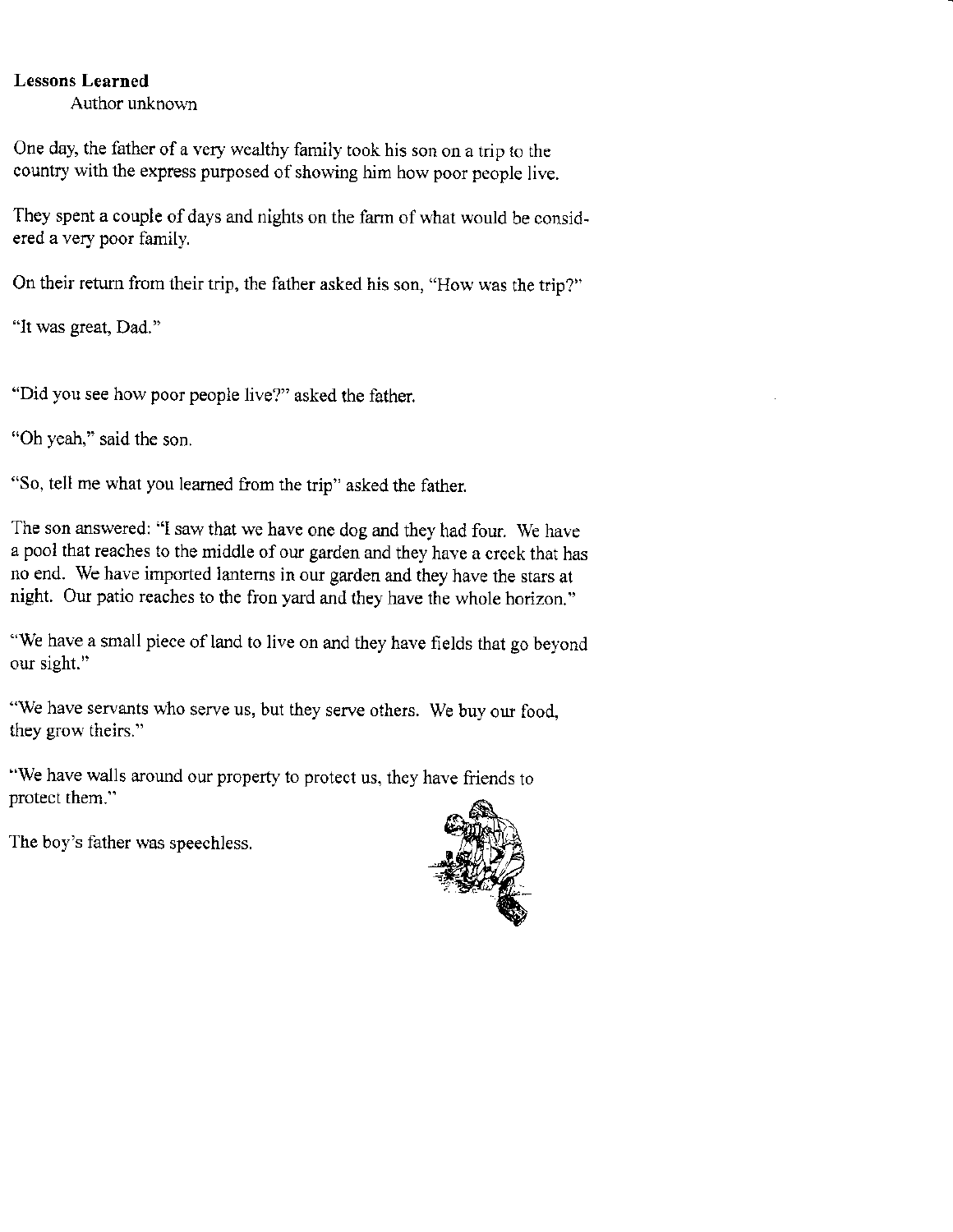**Lessons Learned**

Author unknown

One day, the father of a very wealthy family took his son on a trip to the country with the express purposed of showing him how poor people live.

They spent a couple of days and nights on the farm of what would be considered a very poor family.

On their return from their trip, the father asked his son, "How was the trip?"

"It was great, Dad."

"Did you see how poor people live?" asked the father.

"Oh yeah," said the son.

"So, tell me what you learned from the trip" asked the father.

The son answered: "I saw that we have one dog and they had four. We have a pool that reaches to the middle of our garden and they have a creek that has no end. We have imported lanterns in our garden and they have the stars at night. Our patio reaches to the fron yard and they have the whole horizon."

"We have a small piece of land to live on and they have fields that go beyond our sight."

"We have servants who serve us, but they serve others. We buy our food, they grow theirs."

"We have walls around our property to protect us, they have friends to protect them."

The boy's father was speechless.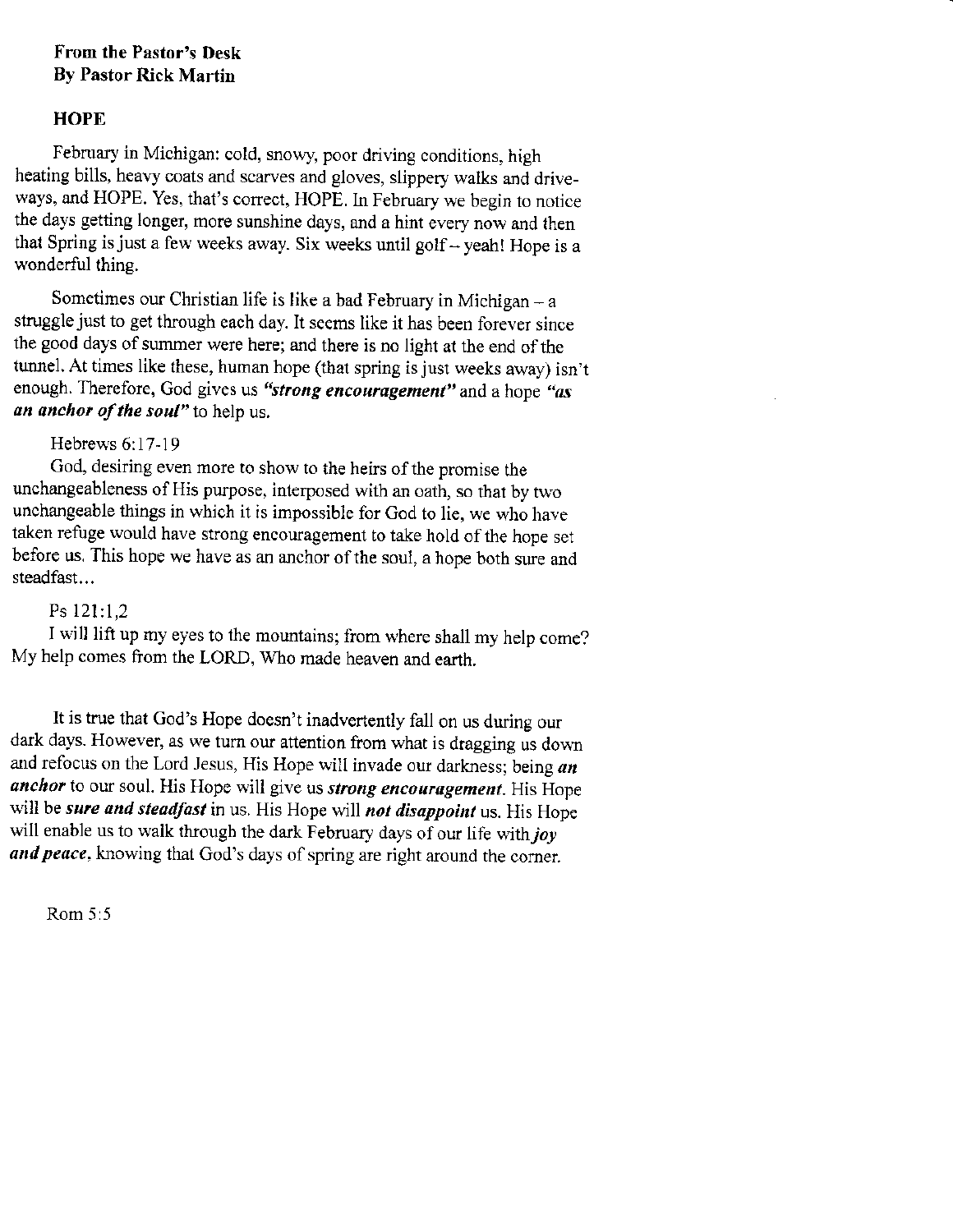**From the Pastor's Desk**
**By Pastor Rick Martin**

**HOPE**

February in Michigan: cold, snowy, poor driving conditions, high heating bills, heavy coats and scarves and gloves, slippery walks and driveways, and HOPE. Yes, that's correct, HOPE. In February we begin to notice the days getting longer, more sunshine days, and a hint every now and then that Spring is just a few weeks away. Six weeks until golf – yeah! Hope is a wonderful thing.

Sometimes our Christian life is like a bad February in Michigan – a struggle just to get through each day. It seems like it has been forever since the good days of summer were here; and there is no light at the end of the tunnel. At times like these, human hope (that spring is just weeks away) isn't enough. Therefore, God gives us ***"strong encouragement"*** and a hope ***"as an anchor of the soul"*** to help us.

Hebrews 6:17-19
God, desiring even more to show to the heirs of the promise the unchangeableness of His purpose, interposed with an oath, so that by two unchangeable things in which it is impossible for God to lie, we who have taken refuge would have strong encouragement to take hold of the hope set before us. This hope we have as an anchor of the soul, a hope both sure and steadfast...

Ps 121:1,2
I will lift up my eyes to the mountains; from where shall my help come? My help comes from the LORD, Who made heaven and earth.

It is true that God's Hope doesn't inadvertently fall on us during our dark days. However, as we turn our attention from what is dragging us down and refocus on the Lord Jesus, His Hope will invade our darkness; being ***an anchor*** to our soul. His Hope will give us ***strong encouragement***. His Hope will be ***sure and steadfast*** in us. His Hope will ***not disappoint*** us. His Hope will enable us to walk through the dark February days of our life with ***joy and peace***, knowing that God's days of spring are right around the corner.

Rom 5:5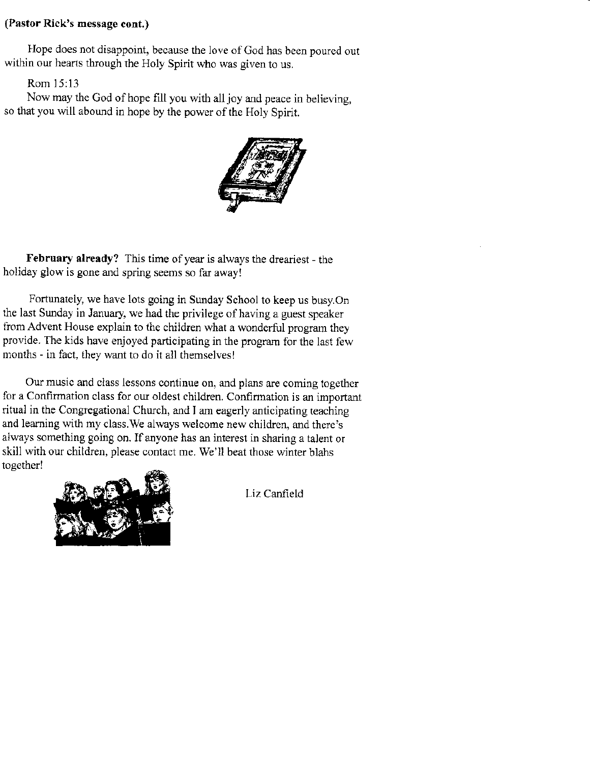**(Pastor Rick's message cont.)**

Hope does not disappoint, because the love of God has been poured out within our hearts through the Holy Spirit who was given to us.

Rom 15:13
Now may the God of hope fill you with all joy and peace in believing, so that you will abound in hope by the power of the Holy Spirit.

**February already?** This time of year is always the dreariest - the holiday glow is gone and spring seems so far away!

Fortunately, we have lots going in Sunday School to keep us busy.On the last Sunday in January, we had the privilege of having a guest speaker from Advent House explain to the children what a wonderful program they provide. The kids have enjoyed participating in the program for the last few months - in fact, they want to do it all themselves!

Our music and class lessons continue on, and plans are coming together for a Confirmation class for our oldest children. Confirmation is an important ritual in the Congregational Church, and I am eagerly anticipating teaching and learning with my class.We always welcome new children, and there's always something going on. If anyone has an interest in sharing a talent or skill with our children, please contact me. We'll beat those winter blahs together!

Liz Canfield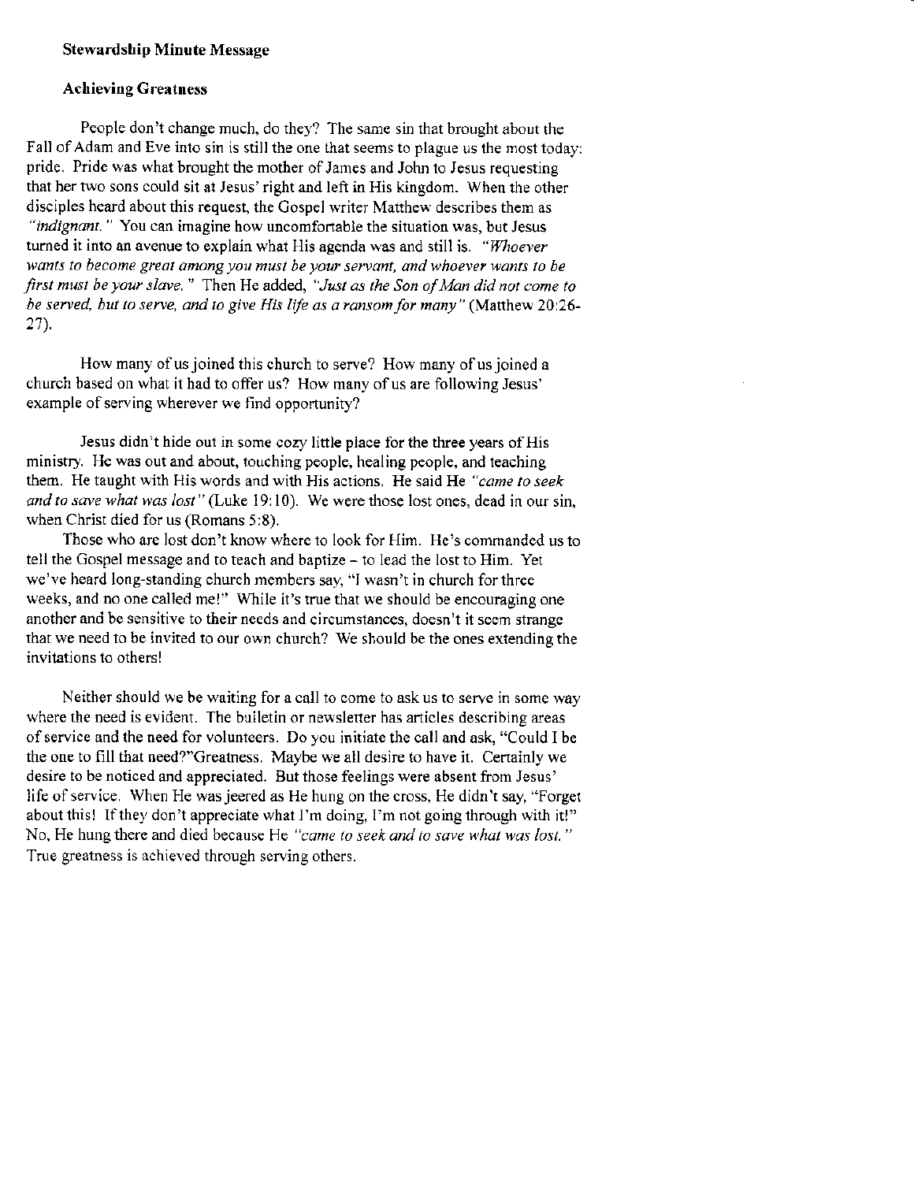**Stewardship Minute Message**

**Achieving Greatness**

People don't change much, do they? The same sin that brought about the Fall of Adam and Eve into sin is still the one that seems to plague us the most today: pride. Pride was what brought the mother of James and John to Jesus requesting that her two sons could sit at Jesus' right and left in His kingdom. When the other disciples heard about this request, the Gospel writer Matthew describes them as *"indignant."* You can imagine how uncomfortable the situation was, but Jesus turned it into an avenue to explain what His agenda was and still is. *"Whoever wants to become great among you must be your servant, and whoever wants to be first must be your slave."* Then He added, *"Just as the Son of Man did not come to be served, but to serve, and to give His life as a ransom for many"* (Matthew 20:26-27).

How many of us joined this church to serve? How many of us joined a church based on what it had to offer us? How many of us are following Jesus' example of serving wherever we find opportunity?

Jesus didn't hide out in some cozy little place for the three years of His ministry. He was out and about, touching people, healing people, and teaching them. He taught with His words and with His actions. He said He *"came to seek and to save what was lost"* (Luke 19:10). We were those lost ones, dead in our sin, when Christ died for us (Romans 5:8).

Those who are lost don't know where to look for Him. He's commanded us to tell the Gospel message and to teach and baptize – to lead the lost to Him. Yet we've heard long-standing church members say, "I wasn't in church for three weeks, and no one called me!" While it's true that we should be encouraging one another and be sensitive to their needs and circumstances, doesn't it seem strange that we need to be invited to our own church? We should be the ones extending the invitations to others!

Neither should we be waiting for a call to come to ask us to serve in some way where the need is evident. The bulletin or newsletter has articles describing areas of service and the need for volunteers. Do you initiate the call and ask, "Could I be the one to fill that need?"Greatness. Maybe we all desire to have it. Certainly we desire to be noticed and appreciated. But those feelings were absent from Jesus' life of service. When He was jeered as He hung on the cross, He didn't say, "Forget about this! If they don't appreciate what I'm doing, I'm not going through with it!" No, He hung there and died because He *"came to seek and to save what was lost."* True greatness is achieved through serving others.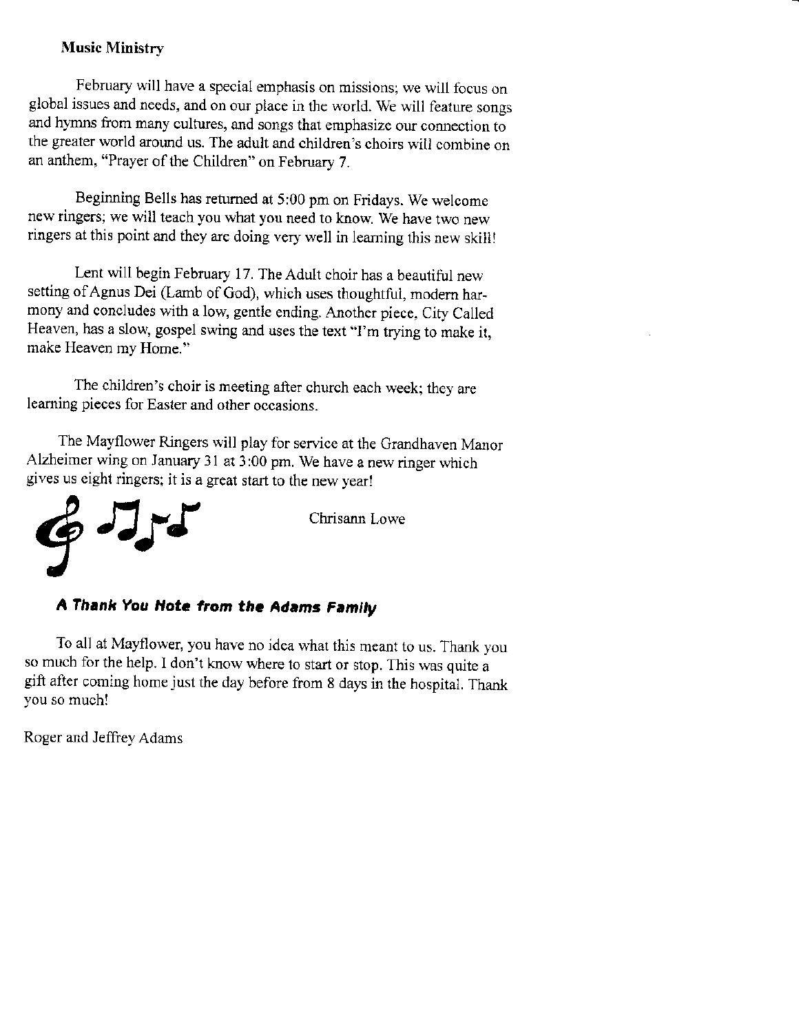## Music Ministry

February will have a special emphasis on missions; we will focus on global issues and needs, and on our place in the world. We will feature songs and hymns from many cultures, and songs that emphasize our connection to the greater world around us. The adult and children's choirs will combine on an anthem, "Prayer of the Children" on February 7.

Beginning Bells has returned at 5:00 pm on Fridays. We welcome new ringers; we will teach you what you need to know. We have two new ringers at this point and they are doing very well in learning this new skill!

Lent will begin February 17. The Adult choir has a beautiful new setting of Agnus Dei (Lamb of God), which uses thoughtful, modern harmony and concludes with a low, gentle ending. Another piece, City Called Heaven, has a slow, gospel swing and uses the text "I'm trying to make it, make Heaven my Home."

The children's choir is meeting after church each week; they are learning pieces for Easter and other occasions.

The Mayflower Ringers will play for service at the Grandhaven Manor Alzheimer wing on January 31 at 3:00 pm. We have a new ringer which gives us eight ringers; it is a great start to the new year!

Chrisann Lowe

### *A Thank You Note from the Adams Family*

To all at Mayflower, you have no idea what this meant to us. Thank you so much for the help. I don't know where to start or stop. This was quite a gift after coming home just the day before from 8 days in the hospital. Thank you so much!

Roger and Jeffrey Adams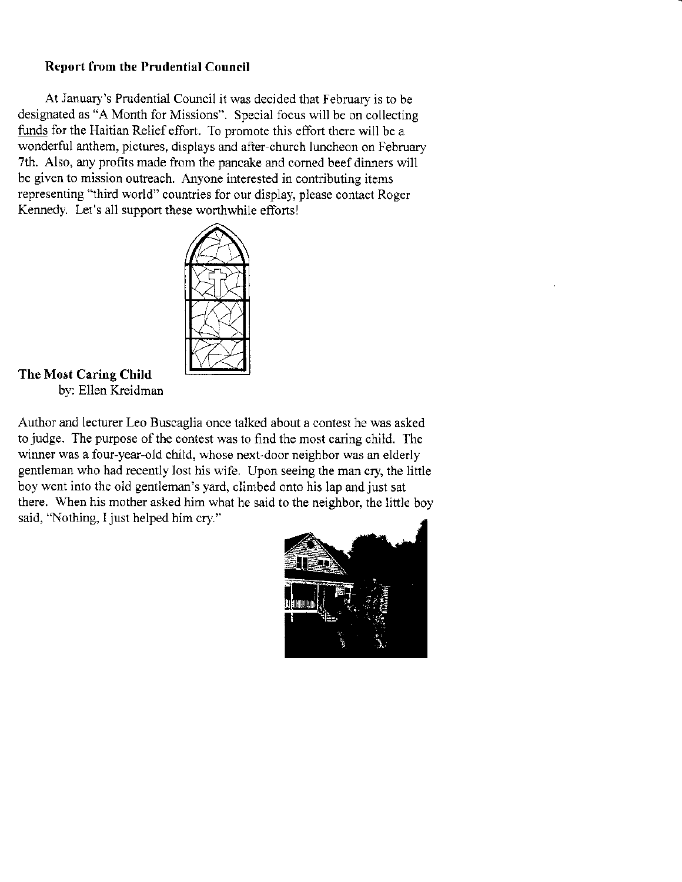### Report from the Prudential Council

At January's Prudential Council it was decided that February is to be designated as "A Month for Missions". Special focus will be on collecting funds for the Haitian Relief effort. To promote this effort there will be a wonderful anthem, pictures, displays and after-church luncheon on February 7th. Also, any profits made from the pancake and corned beef dinners will be given to mission outreach. Anyone interested in contributing items representing "third world" countries for our display, please contact Roger Kennedy. Let's all support these worthwhile efforts!

### The Most Caring Child

by: Ellen Kreidman

Author and lecturer Leo Buscaglia once talked about a contest he was asked to judge. The purpose of the contest was to find the most caring child. The winner was a four-year-old child, whose next-door neighbor was an elderly gentleman who had recently lost his wife. Upon seeing the man cry, the little boy went into the old gentleman's yard, climbed onto his lap and just sat there. When his mother asked him what he said to the neighbor, the little boy said, "Nothing, I just helped him cry."